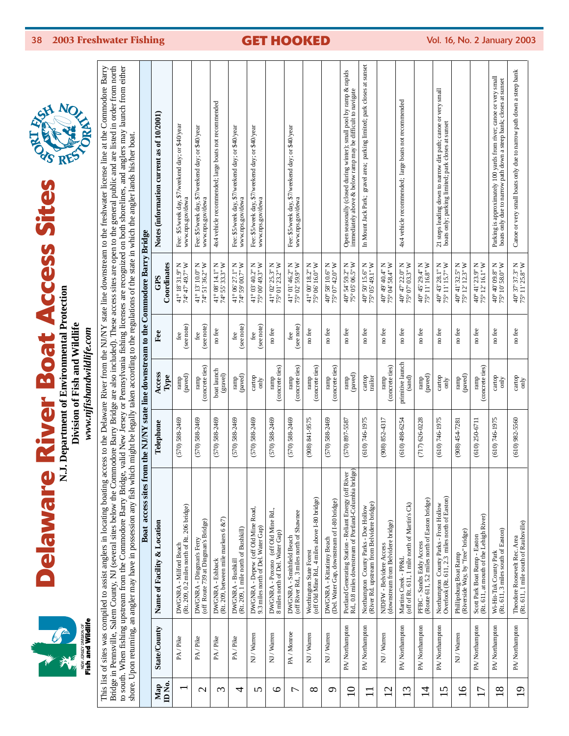# Delaware River Boat Access Sites

**N.J. Department of Environmental Protection**
**Division of Fish and Wildlife**
***www.njfishandwildlife.com***

This list of sites was compiled to assist anglers in locating boating access to the Delaware River from the NJ/NY state line downstream to the freshwater license line at the Commodore Barry Bridge in Pennsville, Salem County, NJ (several sites below the Commodore Barry Bridge are also included). These access sites are open to the general public and are listed in order from north to south. When fishing upstream from the Commodore Barry Bridge, valid New Jersey or Pennsylvania fishing licenses are recognized on both shorelines, and anglers may launch from either shore. Upon returning, an angler may have in possession any fish which might be legally taken according to the regulations of the state in which the angler lands his/her boat.

**Boat access sites from the NJ/NY state line downstream to the Commodore Barry Bridge**

| Map ID No. | State/County | Name of Facility & Location | Telephone | Access Type | Fee | GPS Coordinates | Notes (information current as of 10/2001) |
|---|---|---|---|---|---|---|---|
| 1 | PA / Pike | DWGNRA - Milford Beach (Rt. 209, 0.2 miles north of Rt. 206 bridge) | (570) 588-2469 | ramp (paved) | fee (see note) | 41° 18' 31.9" N 74° 47' 49.7" W | Fee: $5/week day, $7/weekend day; or $40/year www.nps.gov/dewa |
| 2 | PA / Pike | DWGNRA - Dingman's Ferry (off Route 739 at Dingman's Bridge) | (570) 588-2469 | ramp (concrete ties) | fee (see note) | 41° 13' 10.0" N 74° 51' 36.2" W | Fee: $5/week day, $7/weekend day; or $40/year www.nps.gov/dewa |
| 3 | PA / Pike | DWGNRA - Eshback (Rt. 209, between mile markers 6 &7) | (570) 588-2469 | boat launch (gravel) | no fee | 41° 08' 14.1" N 74° 55' 33.3" W | 4x4 vehicle recommended; large boats not recommended |
| 4 | PA / Pike | DWGNRA - Bushkill (Rt. 209, 1 mile north of Bushkill) | (570) 588-2469 | ramp (paved) | fee (see note) | 41° 06' 27.1" N 74° 59' 00.7" W | Fee: $5/week day, $7/weekend day; or $40/year www.nps.gov/dewa |
| 5 | NJ / Warren | DWGNRA - Depew (off Old Mine Road, 9.3 miles north of Del. Water Gap) | (570) 588-2469 | cartop only | fee (see note) | 41° 03' 40.2" N 75° 00' 49.3" W | Fee: $5/week day, $7/weekend day; or $40/year www.nps.gov/dewa |
| 6 | NJ / Warren | DWGNRA - Poxono (off Old Mine Rd., 8 miles north of Del. Water Gap) | (570) 588-2469 | ramp (concrete ties) | no fee | 41° 02' 25.3" N 75° 01' 23.2" W | |
| 7 | PA / Monroe | DWGNRA - Smithfield Beach (off River Rd., 3 miles north of Shawnee | (570) 588-2469 | ramp (concrete ties) | fee (see note) | 41° 01' 46.2" N 75° 02' 59.9" W | Fee: $5/week day, $7/weekend day; or $40/year www.nps.gov/dewa |
| 8 | NJ / Warren | Worthington State Forest (off Old Mine Rd., 4 miles above I-80 bridge) | (908) 841-9575 | ramp (concrete ties) | no fee | 41° 00' 18.2" N 75° 06' 16.0" W | |
| 9 | NJ / Warren | DWGNRA - Kittatinny Beach (Del. Water Gap, downstream of I-80 bridge) | (570) 588-2469 | ramp (concrete ties) | no fee | 40° 58' 10.6" N 75° 07' 42.0" W | |
| 10 | PA/ Northampton | Portland Generating Station - Reliant Energy (off River Rd., 0.8 miles downstream of Portland-Columbia bridge) | (570) 897-5587 | ramp (paved) | no fee | 40° 54' 59.2" N 75° 05' 06.5" W | Open seasonally (closed during winter); small pool by ramp & rapids immediately above & below ramp may be difficult to navigate |
| 11 | PA/ Northampton | Northampton County Parks - Doe Hollow (River Rd. upstream from Belvidere bridge) | (610) 746-1975 | cartop trailor | no fee | 40° 50' 15.6" N 75° 05' 49.1" W | In Mount Jack Park; gravel area; parking limited; park closes at sunset |
| 12 | NJ / Warren | NJDFW - Belvidere Access (downstream from Belvidere bridge) | (908) 852-4317 | ramp (concrete ties) | no fee | 40° 49' 40.4" N 75° 04' 58.4" W | |
| 13 | PA/ Northampton | Martins Creek - PP&L (off of Rt. 611, 1 mile north of Martin's Ck) | (610) 498-6254 | primitive launch (sand) | no fee | 40° 47' 22.0" N 75° 07' 03.3" W | 4x4 vehicle recommended; large boats not recommended |
| 14 | PA/ Northampton | PFBC - Sandts Eddy Access (Route 611, 5.2 miles north of Easton bridge) | (717) 626-0228 | ramp (paved) | no fee | 40° 45' 29.4" N 75° 11' 16.8" W | |
| 15 | PA/ Northampton | Northampton County Parks - Frost Hollow Overlook (Rt. 611, 2.3 miles north of Easton) | (610) 746-1975 | cartop only | no fee | 40° 43' 28.1" N 75° 11' 15.7" W | 21 steps leading down to narrow dirt path; canoe or very small boats only; parking limited; park closes at sunset |
| 16 | NJ / Warren | Phillipsburg Boat Ramp (Riverside Way, by "free" bridge) | (908) 454-7281 | ramp (paved) | no fee | 40° 41' 32.5" N 75° 12' 12.3" W | |
| 17 | PA/ Northampton | Scott Park Boat Ramp - Easton (Rt. 611, at mouth of the Lehigh River) | (610) 250-6711 | ramp (concrete ties) | no fee | 40° 41' 23.9" N 75° 12' 16.1" W | |
| 18 | PA/ Northampton | Wi-Hit-Tuk County Park (Rt. 611, 3 miles south of Easton) | (610) 746-1975 | cartop only | no fee | 40° 40' 09.8" N 75° 10' 58.0" W | Parking is approximately 100 yards from river; canoe or very small boats only due to narrow path down a steep bank; closes at sunset |
| 19 | PA/ Northampton | Theodore Roosevelt Rec. Area (Rt. 611, 1 mile south of Raubsville) | (610) 982-5560 | cartop only | no fee | 40° 37' 37.3" N 75° 11' 25.8" W | Canoe or very small boats only due to narrow path down a steep bank |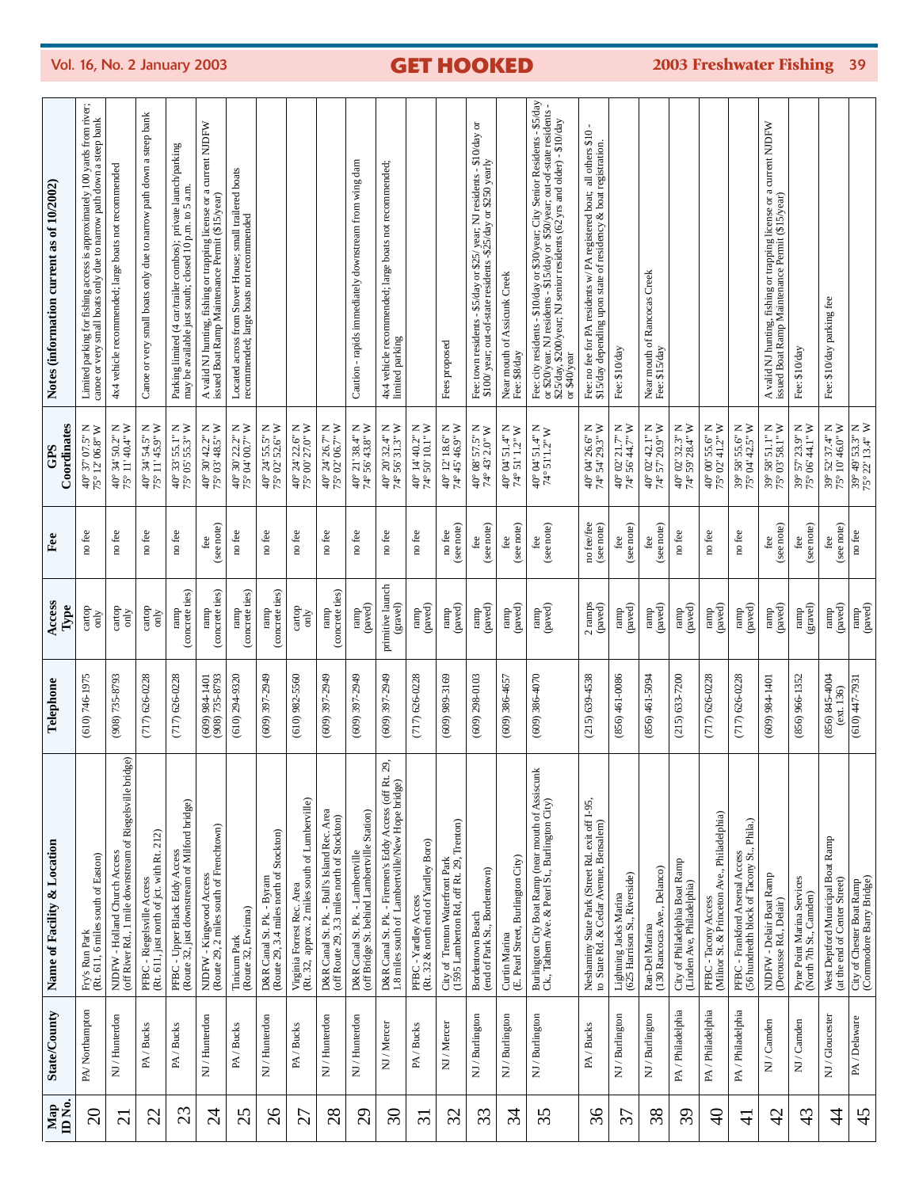| Map ID No. | State/County | Name of Facility & Location | Telephone | Access Type | Fee | GPS Coordinates | Notes (information current as of 10/2002) |
|---|---|---|---|---|---|---|---|
| 20 | PA/ Northampton | Fry's Run Park (Rt. 611, 6 miles south of Easton) | (610) 746-1975 | cartop only | no fee | 40° 37' 07.5" N 75° 12' 06.8" W | Limited parking for fishing access is approximately 100 yards from river; canoe or very small boats only due to narrow path down a steep bank |
| 21 | NJ / Hunterdon | NJDFW - Holland Church Access (off River Rd., 1 mile downstream of Riegelsville bridge) | (908) 735-8793 | cartop only | no fee | 40° 34' 50.2" N 75° 11' 40.4" W | 4x4 vehicle recommended; large boats not recommended |
| 22 | PA / Bucks | PFBC - Riegelsville Access (Rt. 611, just north of jct. with Rt. 212) | (717) 626-0228 | cartop only | no fee | 40° 34' 54.5" N 75° 11' 45.9" W | Canoe or very small boats only due to narrow path down a steep bank |
| 23 | PA / Bucks | PFBC - Upper Black Eddy Access (Route 32, just downstream of Milford bridge) | (717) 626-0228 | ramp (concrete ties) | no fee | 40° 33' 55.1" N 75° 05' 55.3" W | Parking limited (4 car/trailer combos); private launch/parking may be available just south; closed 10 p.m. to 5 a.m. |
| 24 | NJ / Hunterdon | NJDFW - Kingwood Access (Route 29, 2 miles south of Frenchtown) | (609) 984-1401 (908) 735-8793 | ramp (concrete ties) | fee (see note) | 40° 30' 42.2" N 75° 03' 48.5" W | A valid NJ hunting, fishing or trapping license or a current NJDFW issued Boat Ramp Maintenance Permit ($15/year) |
| 25 | PA / Bucks | Tinicum Park (Route 32, Erwinna) | (610) 294-9320 | ramp (concrete ties) | no fee | 40° 30' 22.2" N 75° 04' 00.7" W | Located across from Stover House; small trailered boats recommended; large boats not recommended |
| 26 | NJ / Hunterdon | D&R Canal St. Pk. - Byram (Route 29, 3.4 miles north of Stockton) | (609) 397-2949 | ramp (concrete ties) | no fee | 40° 24' 55.5" N 75° 02' 52.6" W | |
| 27 | PA / Bucks | Virginia Forrest Rec. Area (Rt. 32, approx. 2 miles south of Lumberville) | (610) 982-5560 | cartop only | no fee | 40° 24' 22.6" N 75° 00' 27.0" W | |
| 28 | NJ / Hunterdon | D&R Canal St. Pk. - Bull's Island Rec. Area (off Route 29, 3.3 miles north of Stockton) | (609) 397-2949 | ramp (concrete ties) | no fee | 40° 24' 26.7" N 75° 02' 06.7" W | |
| 29 | NJ / Hunterdon | D&R Canal St. Pk. - Lambertville (off Bridge St. behind Lambertville Station) | (609) 397-2949 | ramp (paved) | no fee | 40° 21' 38.4" N 74° 56' 43.8" W | Caution - rapids immediately downstream from wing dam |
| 30 | NJ / Mercer | D&R Canal St. Pk. - Firemen's Eddy Access (off Rt. 29, 1.8 miles south of Lambertville/New Hope bridge) | (609) 397-2949 | primitive launch (gravel) | no fee | 40° 20' 32.4" N 74° 56' 31.3" W | 4x4 vehicle recommended; large boats not recommended; limited parking |
| 31 | PA / Bucks | PFBC - Yardley Access (Rt. 32 & north end of Yardley Boro) | (717) 626-0228 | ramp (paved) | no fee | 40° 14' 40.2" N 74° 50' 10.1" W | |
| 32 | NJ / Mercer | City of Trenton Waterfront Park (1595 Lamberton Rd, off Rt. 29, Trenton) | (609) 989-3169 | ramp (paved) | no fee (see note) | 40° 12' 18.6" N 74° 45' 46.9" W | Fees proposed |
| 33 | NJ / Burlington | Bordentown Beach (end of Park St., Bordentown) | (609) 298-0103 | ramp (paved) | fee (see note) | 40° 08' 57.5" N 74° 43' 2.0" W | Fee: town residents - $5/day or $25/ year; NJ residents - $10/day or $100/ year; out-of-state residents -$25/day or $250 yearly |
| 34 | NJ / Burlington | Curtin Marina (E. Pearl Street, Burlington City) | (609) 386-4657 | ramp (paved) | fee (see note) | 40° 04' 51.4" N 74° 51' 1.2" W | Near mouth of Assicunk Creek Fee: $8/day |
| 35 | NJ / Burlington | Burlington City Boat Ramp (near mouth of Assiscunk Ck., Tathem Ave. & Pearl St., Burlington City) | (609) 386-4070 | ramp (paved) | fee (see note) | 40° 04' 51.4" N 74° 51' 1.2" W | Fee: city residents - $10/day or $30/year; City Senior Residents - $5/day or $20/year. NJ residents - $15/day or $50/year; out-of-state residents - $25/day, $200/year; NJ senior residents (62 yrs and older) - $10/day or $40/year |
| 36 | PA / Bucks | Neshaminy State Park (Street Rd. exit off I-95, to State Rd. & Cedar Avenue, Bensalem) | (215) 639-4538 | 2 ramps (paved) | no fee/fee (see note) | 40° 04' 26.6" N 74° 54' 29.3" W | Fee: no fee for PA residents w/ PA registered boat; all others $10 - $15/day depending upon state of residency & boat registration. |
| 37 | NJ / Burlington | Lightning Jacks Marina (625 Harrison St., Riverside) | (856) 461-0086 | ramp (paved) | fee (see note) | 40° 02' 21.7" N 74° 56' 44.7" W | Fee: $10/day |
| 38 | NJ / Burlington | Ran-Del Marina (130 Rancocas Ave., Delanco) | (856) 461-5094 | ramp (paved) | fee (see note) | 40° 02' 42.1" N 74° 57' 20.9" W | Near mouth of Rancocas Creek Fee: $15/day |
| 39 | PA / Philadelphia | City of Philadelphia Boat Ramp (Linden Ave, Philadelphia) | (215) 633-7200 | ramp (paved) | no fee | 40° 02' 32.3" N 74° 59' 28.4" W | |
| 40 | PA / Philadelphia | PFBC - Tacony Access (Milnor St. & Princeton Ave., Philadelphia) | (717) 626-0228 | ramp (paved) | no fee | 40° 00' 55.6" N 75° 02' 41.2" W | |
| 41 | PA / Philadelphia | PFBC - Frankford Arsenal Access (56 hundredth block of Tacony St., Phila.) | (717) 626-0228 | ramp (paved) | no fee | 39° 58' 55.6" N 75° 04' 42.5" W | |
| 42 | NJ / Camden | NJDFW - Delair Boat Ramp (Derousse Rd., Delair) | (609) 984-1401 | ramp (paved) | fee (see note) | 39° 58' 51.1" N 75° 03' 58.1" W | A valid NJ hunting, fishing or trapping license or a current NJDFW issued Boat Ramp Maintenance Permit ($15/year) |
| 43 | NJ / Camden | Pyne Point Marina Services (North 7th St., Camden) | (856) 966-1352 | ramp (gravel) | fee (see note) | 39° 57' 23.9" N 75° 06' 44.1" W | Fee: $10/day |
| 44 | NJ / Gloucester | West Deptford Municipal Boat Ramp (at the end of Center Street) | (856) 845-4004 (ext. 136) | ramp (paved) | fee (see note) | 39° 52' 37.4" N 75° 10' 46.0" W | Fee: $10/day parking fee |
| 45 | PA / Delaware | City of Chester Boat Ramp (Commodore Barry Bridge) | (610) 447-7931 | ramp (paved) | no fee | 39° 49' 53.3" N 75° 22' 13.4" W | |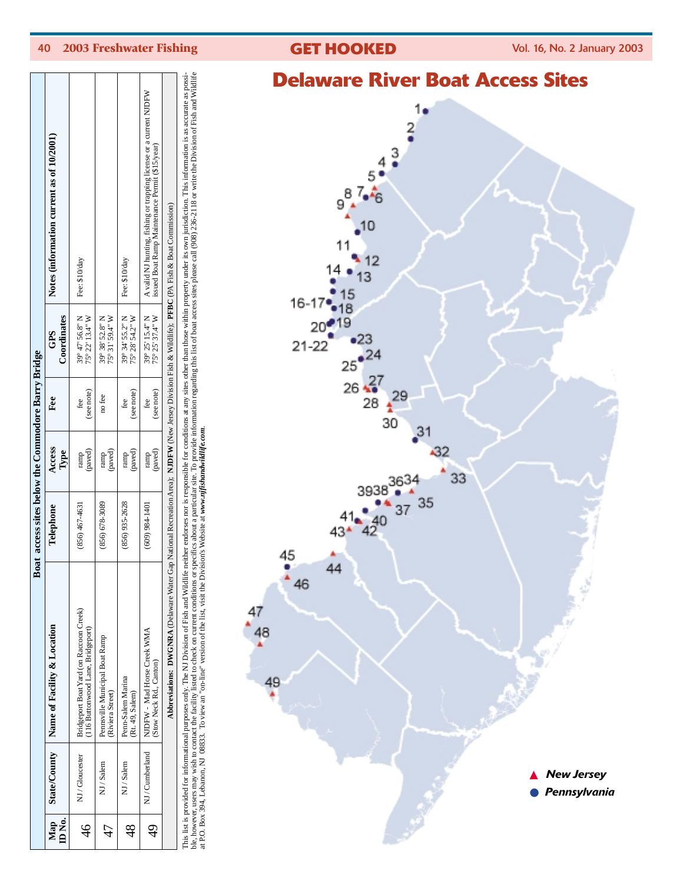# Delaware River Boat Access Sites

**Boat access sites below the Commodore Barry Bridge**

| Map ID No. | State/County | Name of Facility & Location | Telephone | Access Type | Fee | GPS Coordinates | Notes (information current as of 10/2001) |
|---|---|---|---|---|---|---|---|
| 46 | NJ / Gloucester | Bridgeport Boat Yard (on Raccoon Creek) (116 Buttonwood Lane, Bridgeport) | (856) 467-4631 | ramp (paved) | fee (see note) | 39° 47' 56.8" N 75° 22' 13.4" W | Fee: $10/day |
| 47 | NJ / Salem | Pennsville Municipal Boat Ramp (Riviera Street) | (856) 678-3089 | ramp (paved) | no fee | 39° 38' 52.8" N 75° 31' 59.4" W | |
| 48 | NJ / Salem | Penn-Salem Marina (Rt. 49, Salem) | (856) 935-2628 | ramp (paved) | fee (see note) | 39° 34' 55.2" N 75° 28' 54.2" W | Fee: $10/day |
| 49 | NJ / Cumberland | NJDFW - Mad Horse Creek WMA (Stow Neck Rd., Canton) | (609) 984-1401 | ramp (paved) | fee (see note) | 39° 25' 15.4" N 75° 25' 37.4" W | A valid NJ hunting, fishing or trapping license or a current NJDFW issued Boat Ramp Maintenance Permit ($15/year) |

**Abbreviations: DWGNRA** (Delaware Water Gap National Recreation Area); **NJDFW** (New Jersey Division Fish & Wildlife); **PFBC** (PA Fish & Boat Commission)

This list is provided for informational purposes only. The NJ Division of Fish and Wildlife neither endorses nor is responsible for conditions at any sites other than those within property under its own jurisdiction. This information is as accurate as possible, however, users may wish to contact the facility listed to check on current conditions or specifics about a particular site. To provide information regarding this list of boat access sites please call (908) 236-2118 or write the Division of Fish and Wildlife at P.O. Box 394, Lebanon, NJ 08833. To view an "on-line" version of the list, visit the Division's Website at ***www.njfishandwildlife.com***.

▲ *New Jersey*
● *Pennsylvania*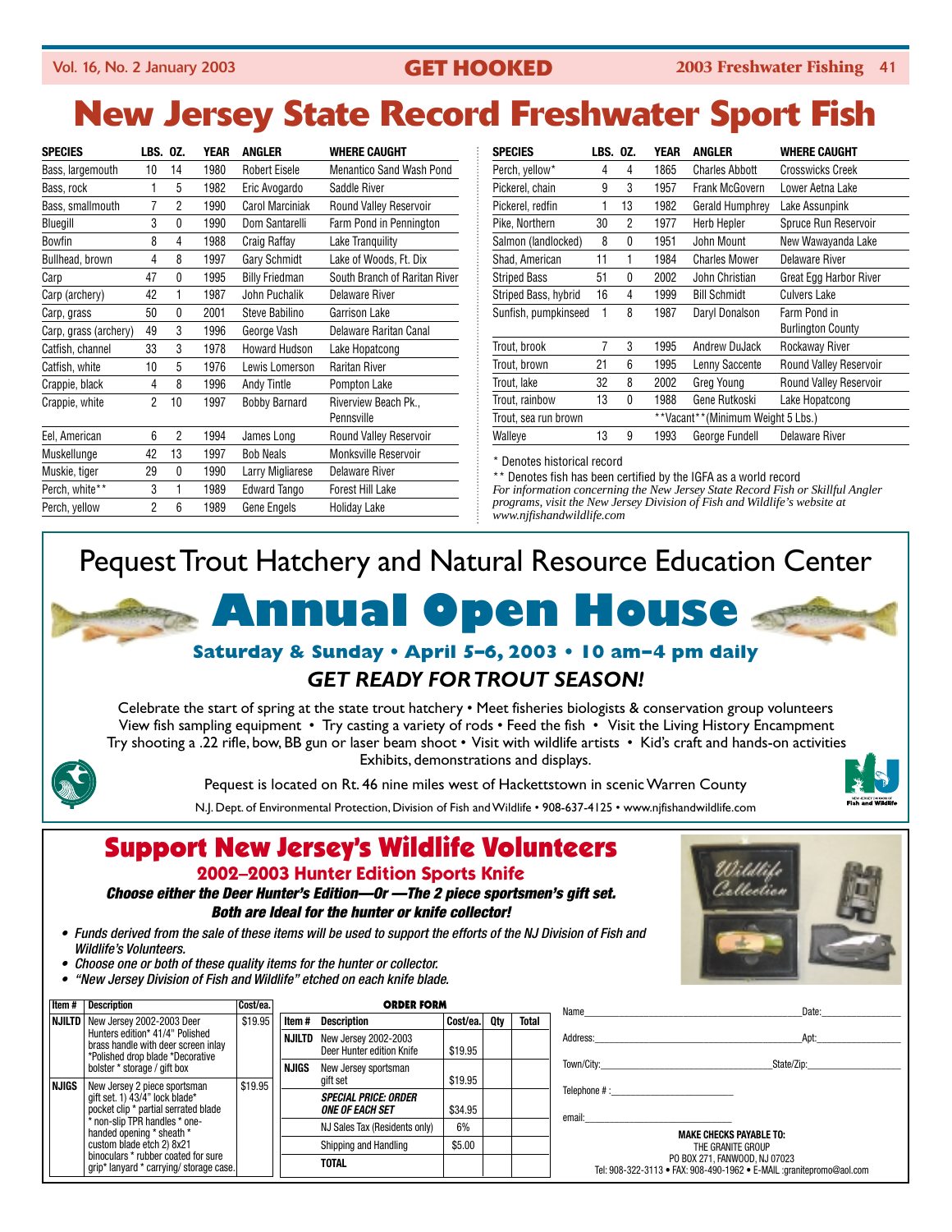# New Jersey State Record Freshwater Sport Fish

| SPECIES | LBS. | OZ. | YEAR | ANGLER | WHERE CAUGHT |
|---|---|---|---|---|---|
| Bass, largemouth | 10 | 14 | 1980 | Robert Eisele | Menantico Sand Wash Pond |
| Bass, rock | 1 | 5 | 1982 | Eric Avogardo | Saddle River |
| Bass, smallmouth | 7 | 2 | 1990 | Carol Marciniak | Round Valley Reservoir |
| Bluegill | 3 | 0 | 1990 | Dom Santarelli | Farm Pond in Pennington |
| Bowfin | 8 | 4 | 1988 | Craig Raffay | Lake Tranquility |
| Bullhead, brown | 4 | 8 | 1997 | Gary Schmidt | Lake of Woods, Ft. Dix |
| Carp | 47 | 0 | 1995 | Billy Friedman | South Branch of Raritan River |
| Carp (archery) | 42 | 1 | 1987 | John Puchalik | Delaware River |
| Carp, grass | 50 | 0 | 2001 | Steve Babilino | Garrison Lake |
| Carp, grass (archery) | 49 | 3 | 1996 | George Vash | Delaware Raritan Canal |
| Catfish, channel | 33 | 3 | 1978 | Howard Hudson | Lake Hopatcong |
| Catfish, white | 10 | 5 | 1976 | Lewis Lomerson | Raritan River |
| Crappie, black | 4 | 8 | 1996 | Andy Tintle | Pompton Lake |
| Crappie, white | 2 | 10 | 1997 | Bobby Barnard | Riverview Beach Pk., Pennsville |
| Eel, American | 6 | 2 | 1994 | James Long | Round Valley Reservoir |
| Muskellunge | 42 | 13 | 1997 | Bob Neals | Monksville Reservoir |
| Muskie, tiger | 29 | 0 | 1990 | Larry Migliarese | Delaware River |
| Perch, white** | 3 | 1 | 1989 | Edward Tango | Forest Hill Lake |
| Perch, yellow | 2 | 6 | 1989 | Gene Engels | Holiday Lake |
| Perch, yellow* | 4 | 4 | 1865 | Charles Abbott | Crosswicks Creek |
| Pickerel, chain | 9 | 3 | 1957 | Frank McGovern | Lower Aetna Lake |
| Pickerel, redfin | 1 | 13 | 1982 | Gerald Humphrey | Lake Assunpink |
| Pike, Northern | 30 | 2 | 1977 | Herb Hepler | Spruce Run Reservoir |
| Salmon (landlocked) | 8 | 0 | 1951 | John Mount | New Wawayanda Lake |
| Shad, American | 11 | 1 | 1984 | Charles Mower | Delaware River |
| Striped Bass | 51 | 0 | 2002 | John Christian | Great Egg Harbor River |
| Striped Bass, hybrid | 16 | 4 | 1999 | Bill Schmidt | Culvers Lake |
| Sunfish, pumpkinseed | 1 | 8 | 1987 | Daryl Donalson | Farm Pond in Burlington County |
| Trout, brook | 7 | 3 | 1995 | Andrew DuJack | Rockaway River |
| Trout, brown | 21 | 6 | 1995 | Lenny Saccente | Round Valley Reservoir |
| Trout, lake | 32 | 8 | 2002 | Greg Young | Round Valley Reservoir |
| Trout, rainbow | 13 | 0 | 1988 | Gene Rutkoski | Lake Hopatcong |
| Trout, sea run brown | | | **Vacant**(Minimum Weight 5 Lbs.) | | |
| Walleye | 13 | 9 | 1993 | George Fundell | Delaware River |

\* Denotes historical record

\*\* Denotes fish has been certified by the IGFA as a world record

*For information concerning the New Jersey State Record Fish or Skillful Angler programs, visit the New Jersey Division of Fish and Wildlife's website at www.njfishandwildlife.com*

## Pequest Trout Hatchery and Natural Resource Education Center

# Annual Open House

### Saturday & Sunday • April 5–6, 2003 • 10 am–4 pm daily

### *GET READY FOR TROUT SEASON!*

Celebrate the start of spring at the state trout hatchery • Meet fisheries biologists & conservation group volunteers
View fish sampling equipment • Try casting a variety of rods • Feed the fish • Visit the Living History Encampment
Try shooting a .22 rifle, bow, BB gun or laser beam shoot • Visit with wildlife artists • Kid's craft and hands-on activities
Exhibits, demonstrations and displays.

Pequest is located on Rt. 46 nine miles west of Hackettstown in scenic Warren County

N.J. Dept. of Environmental Protection, Division of Fish and Wildlife • 908-637-4125 • www.njfishandwildlife.com

## Support New Jersey's Wildlife Volunteers

### 2002–2003 Hunter Edition Sports Knife

***Choose either the Deer Hunter's Edition—Or —The 2 piece sportsmen's gift set. Both are Ideal for the hunter or knife collector!***

- *Funds derived from the sale of these items will be used to support the efforts of the NJ Division of Fish and Wildlife's Volunteers.*
- *Choose one or both of these quality items for the hunter or collector.*
- *"New Jersey Division of Fish and Wildlife" etched on each knife blade.*

| Item # | Description | Cost/ea. |
|---|---|---|
| NJILTD | New Jersey 2002-2003 Deer Hunters edition* 41/4" Polished brass handle with deer screen inlay *Polished drop blade *Decorative bolster * storage / gift box | $19.95 |
| NJIGS | New Jersey 2 piece sportsman gift set. 1) 43/4" lock blade* pocket clip * partial serrated blade * non-slip TPR handles * one-handed opening * sheath * custom blade etch 2) 8x21 binoculars * rubber coated for sure grip* lanyard * carrying/ storage case. | $19.95 |

**ORDER FORM**

| Item # | Description | Cost/ea. | Qty | Total |
|---|---|---|---|---|
| NJILTD | New Jersey 2002-2003 Deer Hunter edition Knife | $19.95 | | |
| NJIGS | New Jersey sportsman gift set | $19.95 | | |
| | *SPECIAL PRICE: ORDER ONE OF EACH SET* | $34.95 | | |
| | NJ Sales Tax (Residents only) | 6% | | |
| | Shipping and Handling | $5.00 | | |
| | TOTAL | | | |

Name_______________________________ Date:___________

Address:____________________________ Apt:___________

Town/City:_________________________ State/Zip:___________

Telephone # :_______________________

email:_____________________________

**MAKE CHECKS PAYABLE TO:**
THE GRANITE GROUP
PO BOX 271, FANWOOD, NJ 07023
Tel: 908-322-3113 • FAX: 908-490-1962 • E-MAIL :granitepromo@aol.com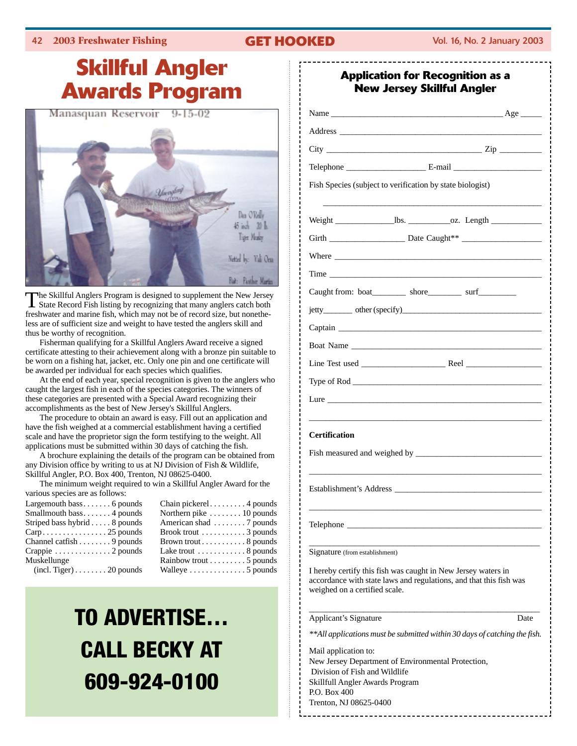# Skillful Angler Awards Program

The Skillful Anglers Program is designed to supplement the New Jersey State Record Fish listing by recognizing that many anglers catch both freshwater and marine fish, which may not be of record size, but nonetheless are of sufficient size and weight to have tested the anglers skill and thus be worthy of recognition.

Fisherman qualifying for a Skillful Anglers Award receive a signed certificate attesting to their achievement along with a bronze pin suitable to be worn on a fishing hat, jacket, etc. Only one pin and one certificate will be awarded per individual for each species which qualifies.

At the end of each year, special recognition is given to the anglers who caught the largest fish in each of the species categories. The winners of these categories are presented with a Special Award recognizing their accomplishments as the best of New Jersey's Skillful Anglers.

The procedure to obtain an award is easy. Fill out an application and have the fish weighed at a commercial establishment having a certified scale and have the proprietor sign the form testifying to the weight. All applications must be submitted within 30 days of catching the fish.

A brochure explaining the details of the program can be obtained from any Division office by writing to us at NJ Division of Fish & Wildlife, Skillful Angler, P.O. Box 400, Trenton, NJ 08625-0400.

The minimum weight required to win a Skillful Angler Award for the various species are as follows:

| Species | Minimum Weight |
|---|---|
| Largemouth bass | 6 pounds |
| Smallmouth bass | 4 pounds |
| Striped bass hybrid | 8 pounds |
| Carp | 25 pounds |
| Channel catfish | 9 pounds |
| Crappie | 2 pounds |
| Muskellunge (incl. Tiger) | 20 pounds |
| Chain pickerel | 4 pounds |
| Northern pike | 10 pounds |
| American shad | 7 pounds |
| Brook trout | 3 pounds |
| Brown trout | 8 pounds |
| Lake trout | 8 pounds |
| Rainbow trout | 5 pounds |
| Walleye | 5 pounds |

**TO ADVERTISE… CALL BECKY AT 609-924-0100**

## Application for Recognition as a New Jersey Skillful Angler

Name ______________________ Age _____

Address ______________________

City ______________________ Zip __________

Telephone __________________ E-mail ____________________

Fish Species (subject to verification by state biologist)

______________________

Weight ______________lbs. __________oz. Length ____________

Girth _________________ Date Caught** ___________________

Where ______________________

Time ______________________

Caught from: boat________ shore________ surf_________

jetty_______ other (specify)______________________

Captain ______________________

Boat Name ______________________

Line Test used ___________________ Reel __________________

Type of Rod ______________________

Lure ______________________

______________________

**Certification**

Fish measured and weighed by ______________________

______________________

Establishment's Address ______________________

______________________

Telephone ______________________

______________________

Signature (from establishment)

I hereby certify this fish was caught in New Jersey waters in accordance with state laws and regulations, and that this fish was weighed on a certified scale.

______________________

Applicant's Signature Date

*\*\*All applications must be submitted within 30 days of catching the fish.*

Mail application to:
New Jersey Department of Environmental Protection,
Division of Fish and Wildlife
Skillfull Angler Awards Program
P.O. Box 400
Trenton, NJ 08625-0400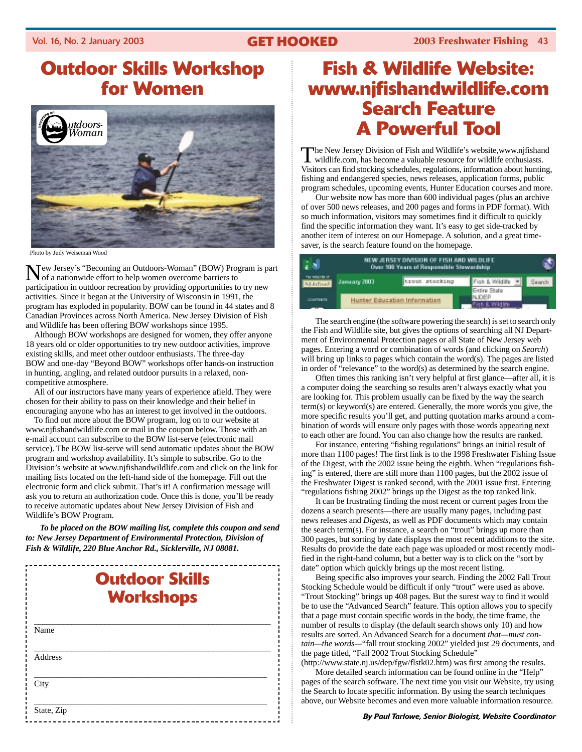# Outdoor Skills Workshop for Women

Photo by Judy Weiseman Wood

New Jersey's "Becoming an Outdoors-Woman" (BOW) Program is part of a nationwide effort to help women overcome barriers to participation in outdoor recreation by providing opportunities to try new activities. Since it began at the University of Wisconsin in 1991, the program has exploded in popularity. BOW can be found in 44 states and 8 Canadian Provinces across North America. New Jersey Division of Fish and Wildlife has been offering BOW workshops since 1995.

Although BOW workshops are designed for women, they offer anyone 18 years old or older opportunities to try new outdoor activities, improve existing skills, and meet other outdoor enthusiasts. The three-day BOW and one-day "Beyond BOW" workshops offer hands-on instruction in hunting, angling, and related outdoor pursuits in a relaxed, non-competitive atmosphere.

All of our instructors have many years of experience afield. They were chosen for their ability to pass on their knowledge and their belief in encouraging anyone who has an interest to get involved in the outdoors.

To find out more about the BOW program, log on to our website at www.njfishandwildlife.com or mail in the coupon below. Those with an e-mail account can subscribe to the BOW list-serve (electronic mail service). The BOW list-serve will send automatic updates about the BOW program and workshop availability. It's simple to subscribe. Go to the Division's website at www.njfishandwildlife.com and click on the link for mailing lists located on the left-hand side of the homepage. Fill out the electronic form and click submit. That's it! A confirmation message will ask you to return an authorization code. Once this is done, you'll be ready to receive automatic updates about New Jersey Division of Fish and Wildlife's BOW Program.

***To be placed on the BOW mailing list, complete this coupon and send to: New Jersey Department of Environmental Protection, Division of Fish & Wildlife, 220 Blue Anchor Rd., Sicklerville, NJ 08081.***

## Outdoor Skills Workshops

Name

Address

City

State, Zip

# Fish & Wildlife Website: www.njfishandwildlife.com Search Feature A Powerful Tool

The New Jersey Division of Fish and Wildlife's website,www.njfishandwildlife.com, has become a valuable resource for wildlife enthusiasts. Visitors can find stocking schedules, regulations, information about hunting, fishing and endangered species, news releases, application forms, public program schedules, upcoming events, Hunter Education courses and more.

Our website now has more than 600 individual pages (plus an archive of over 500 news releases, and 200 pages and forms in PDF format). With so much information, visitors may sometimes find it difficult to quickly find the specific information they want. It's easy to get side-tracked by another item of interest on our Homepage. A solution, and a great time-saver, is the search feature found on the homepage.

NEW JERSEY DIVISION OF FISH AND WILDLIFE
Over 100 Years of Responsible Stewardship
January 2003
trout stocking
Fish & Wildlife
Search
Entire State
NJDEP
Fish & Wildlife
Hunter Education Information

The search engine (the software powering the search) is set to search only the Fish and Wildlife site, but gives the options of searching all NJ Department of Environmental Protection pages or all State of New Jersey web pages. Entering a word or combination of words (and clicking on *Search*) will bring up links to pages which contain the word(s). The pages are listed in order of "relevance" to the word(s) as determined by the search engine.

Often times this ranking isn't very helpful at first glance—after all, it is a computer doing the searching so results aren't always exactly what you are looking for. This problem usually can be fixed by the way the search term(s) or keyword(s) are entered. Generally, the more words you give, the more specific results you'll get, and putting quotation marks around a combination of words will ensure only pages with those words appearing next to each other are found. You can also change how the results are ranked.

For instance, entering "fishing regulations" brings an initial result of more than 1100 pages! The first link is to the 1998 Freshwater Fishing Issue of the Digest, with the 2002 issue being the eighth. When "regulations fishing" is entered, there are still more than 1100 pages, but the 2002 issue of the Freshwater Digest is ranked second, with the 2001 issue first. Entering "regulations fishing 2002" brings up the Digest as the top ranked link.

It can be frustrating finding the most recent or current pages from the dozens a search presents—there are usually many pages, including past news releases and *Digests*, as well as PDF documents which may contain the search term(s). For instance, a search on "trout" brings up more than 300 pages, but sorting by date displays the most recent additions to the site. Results do provide the date each page was uploaded or most recently modified in the right-hand column, but a better way is to click on the "sort by date" option which quickly brings up the most recent listing.

Being specific also improves your search. Finding the 2002 Fall Trout Stocking Schedule would be difficult if only "trout" were used as above. "Trout Stocking" brings up 408 pages. But the surest way to find it would be to use the "Advanced Search" feature. This option allows you to specify that a page must contain specific words in the body, the time frame, the number of results to display (the default search shows only 10) and how results are sorted. An Advanced Search for a document *that—must contain—the words*—"fall trout stocking 2002" yielded just 29 documents, and the page titled, "Fall 2002 Trout Stocking Schedule" (http://www.state.nj.us/dep/fgw/flstk02.htm) was first among the results.

More detailed search information can be found online in the "Help" pages of the search software. The next time you visit our Website, try using the Search to locate specific information. By using the search techniques above, our Website becomes and even more valuable information resource.

***By Paul Tarlowe, Senior Biologist, Website Coordinator***